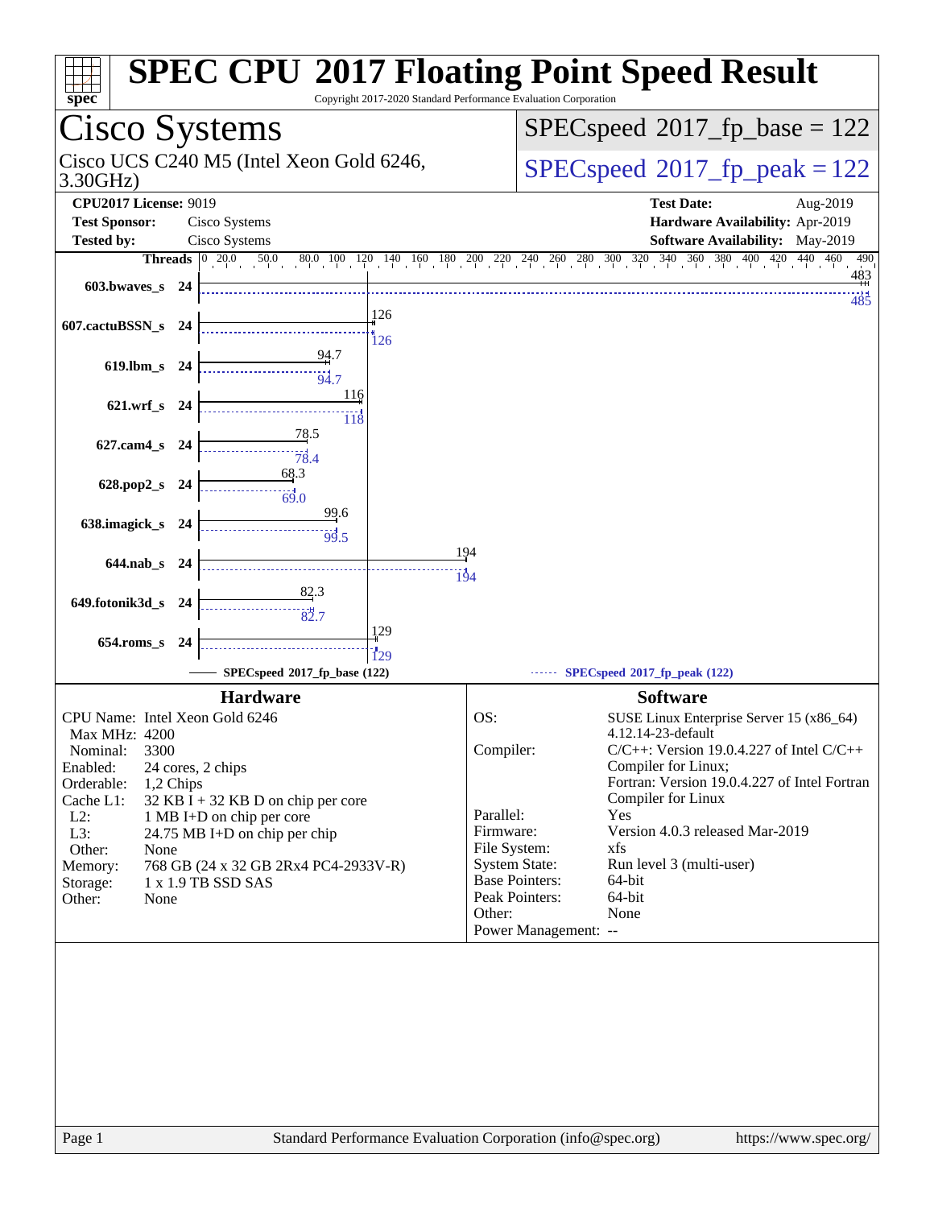# SPEC CPU 2017 Floating Point Speed Result

Copyright 2017-2020 Standard Performance Evaluation Corporation

## Cisco Systems

Cisco UCS C240 M5 (Intel Xeon Gold 6246, 3.30GHz)

SPECspeed 2017_fp_base = 122

SPECspeed 2017_fp_peak = 122

**CPU2017 License:** 9019
**Test Sponsor:** Cisco Systems
**Tested by:** Cisco Systems

**Test Date:** Aug-2019
**Hardware Availability:** Apr-2019
**Software Availability:** May-2019

| Benchmark | Threads | Base | Peak |
|---|---|---|---|
| 603.bwaves_s | 24 | 483 | 485 |
| 607.cactuBSSN_s | 24 | 126 | 126 |
| 619.lbm_s | 24 | 94.7 | 94.7 |
| 621.wrf_s | 24 | 116 | 118 |
| 627.cam4_s | 24 | 78.5 | 78.4 |
| 628.pop2_s | 24 | 68.3 | 69.0 |
| 638.imagick_s | 24 | 99.6 | 99.5 |
| 644.nab_s | 24 | 194 | 194 |
| 649.fotonik3d_s | 24 | 82.3 | 82.7 |
| 654.roms_s | 24 | 129 | 129 |

SPECspeed 2017_fp_base (122) — SPECspeed 2017_fp_peak (122)

### Hardware

| | |
|---|---|
| CPU Name: | Intel Xeon Gold 6246 |
| Max MHz: | 4200 |
| Nominal: | 3300 |
| Enabled: | 24 cores, 2 chips |
| Orderable: | 1,2 Chips |
| Cache L1: | 32 KB I + 32 KB D on chip per core |
| L2: | 1 MB I+D on chip per core |
| L3: | 24.75 MB I+D on chip per chip |
| Other: | None |
| Memory: | 768 GB (24 x 32 GB 2Rx4 PC4-2933V-R) |
| Storage: | 1 x 1.9 TB SSD SAS |
| Other: | None |

### Software

| | |
|---|---|
| OS: | SUSE Linux Enterprise Server 15 (x86_64) 4.12.14-23-default |
| Compiler: | C/C++: Version 19.0.4.227 of Intel C/C++ Compiler for Linux; Fortran: Version 19.0.4.227 of Intel Fortran Compiler for Linux |
| Parallel: | Yes |
| Firmware: | Version 4.0.3 released Mar-2019 |
| File System: | xfs |
| System State: | Run level 3 (multi-user) |
| Base Pointers: | 64-bit |
| Peak Pointers: | 64-bit |
| Other: | None |
| Power Management: | -- |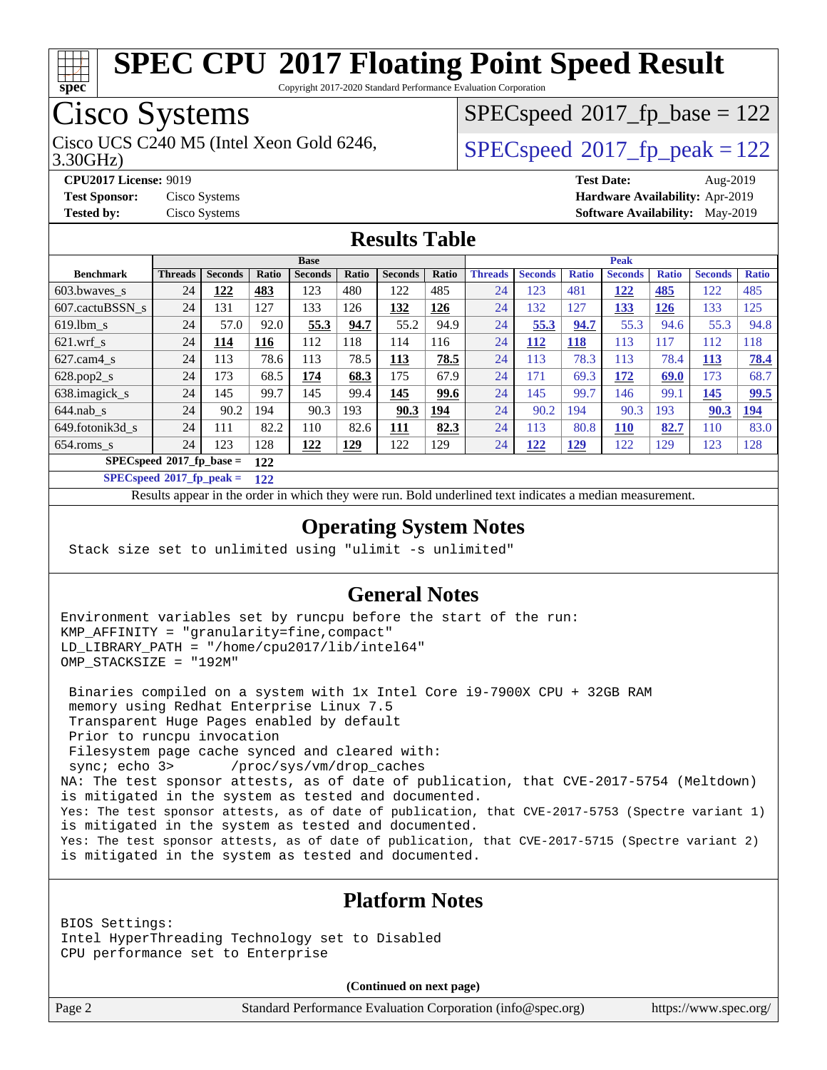# SPEC CPU 2017 Floating Point Speed Result

Copyright 2017-2020 Standard Performance Evaluation Corporation

## Cisco Systems

Cisco UCS C240 M5 (Intel Xeon Gold 6246, 3.30GHz)

SPECspeed 2017_fp_base = 122

SPECspeed 2017_fp_peak = 122

**CPU2017 License:** 9019
**Test Sponsor:** Cisco Systems
**Tested by:** Cisco Systems

**Test Date:** Aug-2019
**Hardware Availability:** Apr-2019
**Software Availability:** May-2019

## Results Table

| | Base | | | | | | | Peak | | | | | | |
|---|---|---|---|---|---|---|---|---|---|---|---|---|---|---|
| **Benchmark** | **Threads** | **Seconds** | **Ratio** | **Seconds** | **Ratio** | **Seconds** | **Ratio** | **Threads** | **Seconds** | **Ratio** | **Seconds** | **Ratio** | **Seconds** | **Ratio** |
| 603.bwaves_s | 24 | **122** | **483** | 123 | 480 | 122 | 485 | 24 | 123 | 481 | **122** | **485** | 122 | 485 |
| 607.cactuBSSN_s | 24 | 131 | 127 | 133 | 126 | **132** | **126** | 24 | 132 | 127 | **133** | **126** | 133 | 125 |
| 619.lbm_s | 24 | 57.0 | 92.0 | **55.3** | **94.7** | 55.2 | 94.9 | 24 | **55.3** | **94.7** | 55.3 | 94.6 | 55.3 | 94.8 |
| 621.wrf_s | 24 | **114** | **116** | 112 | 118 | 114 | 116 | 24 | **112** | **118** | 113 | 117 | 112 | 118 |
| 627.cam4_s | 24 | 113 | 78.6 | 113 | 78.5 | **113** | **78.5** | 24 | 113 | 78.3 | 113 | 78.4 | **113** | **78.4** |
| 628.pop2_s | 24 | 173 | 68.5 | **174** | **68.3** | 175 | 67.9 | 24 | 171 | 69.3 | **172** | **69.0** | 173 | 68.7 |
| 638.imagick_s | 24 | 145 | 99.7 | 145 | 99.4 | **145** | **99.6** | 24 | 145 | 99.7 | 146 | 99.1 | **145** | **99.5** |
| 644.nab_s | 24 | 90.2 | 194 | 90.3 | 193 | **90.3** | **194** | 24 | 90.2 | 194 | 90.3 | 193 | **90.3** | **194** |
| 649.fotonik3d_s | 24 | 111 | 82.2 | 110 | 82.6 | **111** | **82.3** | 24 | 113 | 80.8 | **110** | **82.7** | 110 | 83.0 |
| 654.roms_s | 24 | 123 | 128 | **122** | **129** | 122 | 129 | 24 | **122** | **129** | 122 | 129 | 123 | 128 |

**SPECspeed 2017_fp_base =** **122**

**SPECspeed 2017_fp_peak =** **122**

Results appear in the order in which they were run. Bold underlined text indicates a median measurement.

## Operating System Notes

```
Stack size set to unlimited using "ulimit -s unlimited"
```

## General Notes

```
Environment variables set by runcpu before the start of the run:
KMP_AFFINITY = "granularity=fine,compact"
LD_LIBRARY_PATH = "/home/cpu2017/lib/intel64"
OMP_STACKSIZE = "192M"

 Binaries compiled on a system with 1x Intel Core i9-7900X CPU + 32GB RAM
 memory using Redhat Enterprise Linux 7.5
 Transparent Huge Pages enabled by default
 Prior to runcpu invocation
 Filesystem page cache synced and cleared with:
 sync; echo 3>       /proc/sys/vm/drop_caches
NA: The test sponsor attests, as of date of publication, that CVE-2017-5754 (Meltdown)
is mitigated in the system as tested and documented.
Yes: The test sponsor attests, as of date of publication, that CVE-2017-5753 (Spectre variant 1)
is mitigated in the system as tested and documented.
Yes: The test sponsor attests, as of date of publication, that CVE-2017-5715 (Spectre variant 2)
is mitigated in the system as tested and documented.
```

## Platform Notes

```
BIOS Settings:
Intel HyperThreading Technology set to Disabled
CPU performance set to Enterprise
```

**(Continued on next page)**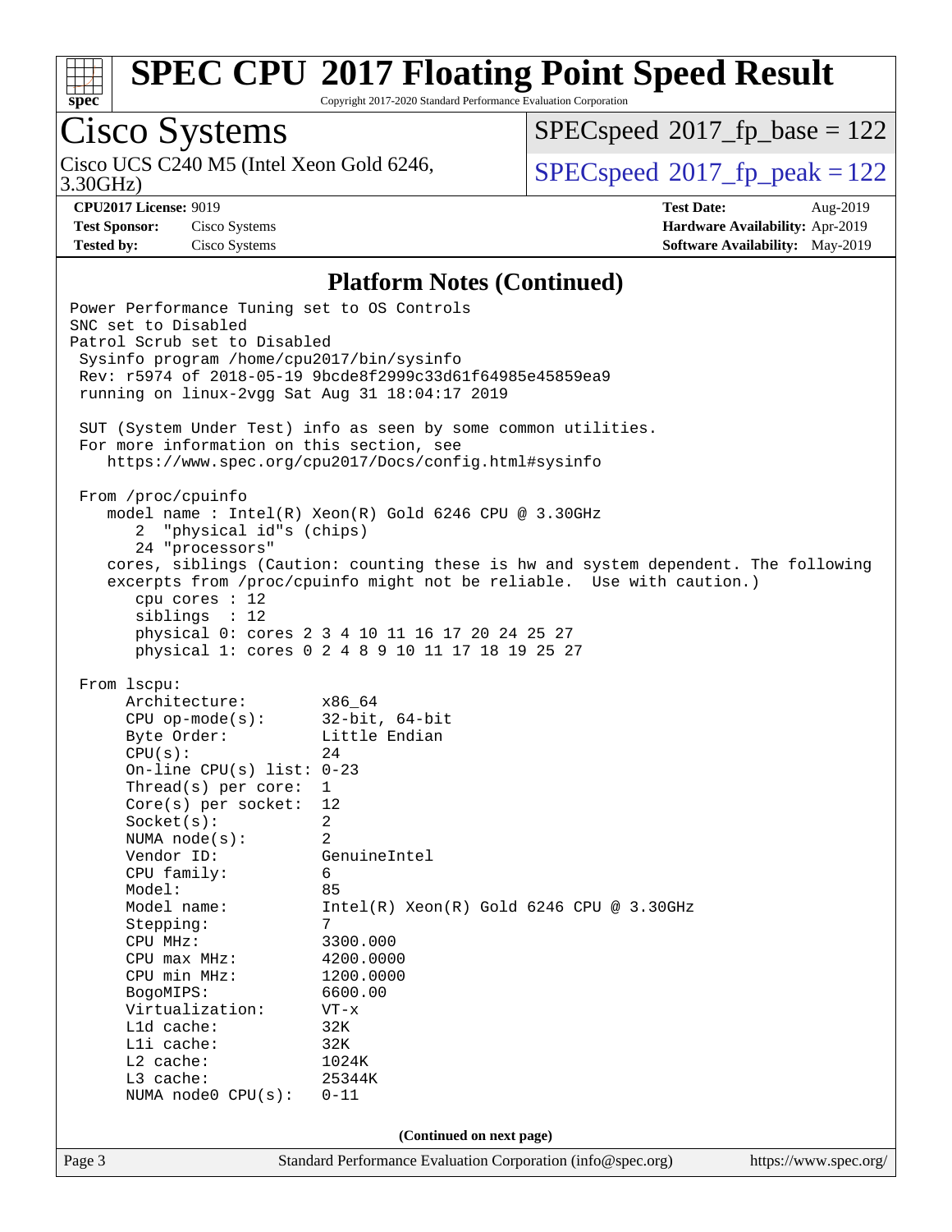# SPEC CPU 2017 Floating Point Speed Result

Copyright 2017-2020 Standard Performance Evaluation Corporation

## Cisco Systems

Cisco UCS C240 M5 (Intel Xeon Gold 6246, 3.30GHz)

SPECspeed 2017_fp_base = 122

SPECspeed 2017_fp_peak = 122

**CPU2017 License:** 9019
**Test Sponsor:** Cisco Systems
**Tested by:** Cisco Systems

**Test Date:** Aug-2019
**Hardware Availability:** Apr-2019
**Software Availability:** May-2019

### Platform Notes (Continued)

```
Power Performance Tuning set to OS Controls
SNC set to Disabled
Patrol Scrub set to Disabled
 Sysinfo program /home/cpu2017/bin/sysinfo
 Rev: r5974 of 2018-05-19 9bcde8f2999c33d61f64985e45859ea9
 running on linux-2vgg Sat Aug 31 18:04:17 2019

 SUT (System Under Test) info as seen by some common utilities.
 For more information on this section, see
    https://www.spec.org/cpu2017/Docs/config.html#sysinfo

 From /proc/cpuinfo
    model name : Intel(R) Xeon(R) Gold 6246 CPU @ 3.30GHz
       2  "physical id"s (chips)
       24 "processors"
    cores, siblings (Caution: counting these is hw and system dependent. The following
    excerpts from /proc/cpuinfo might not be reliable.  Use with caution.)
       cpu cores : 12
       siblings  : 12
       physical 0: cores 2 3 4 10 11 16 17 20 24 25 27
       physical 1: cores 0 2 4 8 9 10 11 17 18 19 25 27

 From lscpu:
      Architecture:          x86_64
      CPU op-mode(s):        32-bit, 64-bit
      Byte Order:            Little Endian
      CPU(s):                24
      On-line CPU(s) list: 0-23
      Thread(s) per core:  1
      Core(s) per socket:  12
      Socket(s):             2
      NUMA node(s):          2
      Vendor ID:             GenuineIntel
      CPU family:            6
      Model:                 85
      Model name:            Intel(R) Xeon(R) Gold 6246 CPU @ 3.30GHz
      Stepping:              7
      CPU MHz:               3300.000
      CPU max MHz:           4200.0000
      CPU min MHz:           1200.0000
      BogoMIPS:              6600.00
      Virtualization:        VT-x
      L1d cache:             32K
      L1i cache:             32K
      L2 cache:              1024K
      L3 cache:              25344K
      NUMA node0 CPU(s):     0-11
```

(Continued on next page)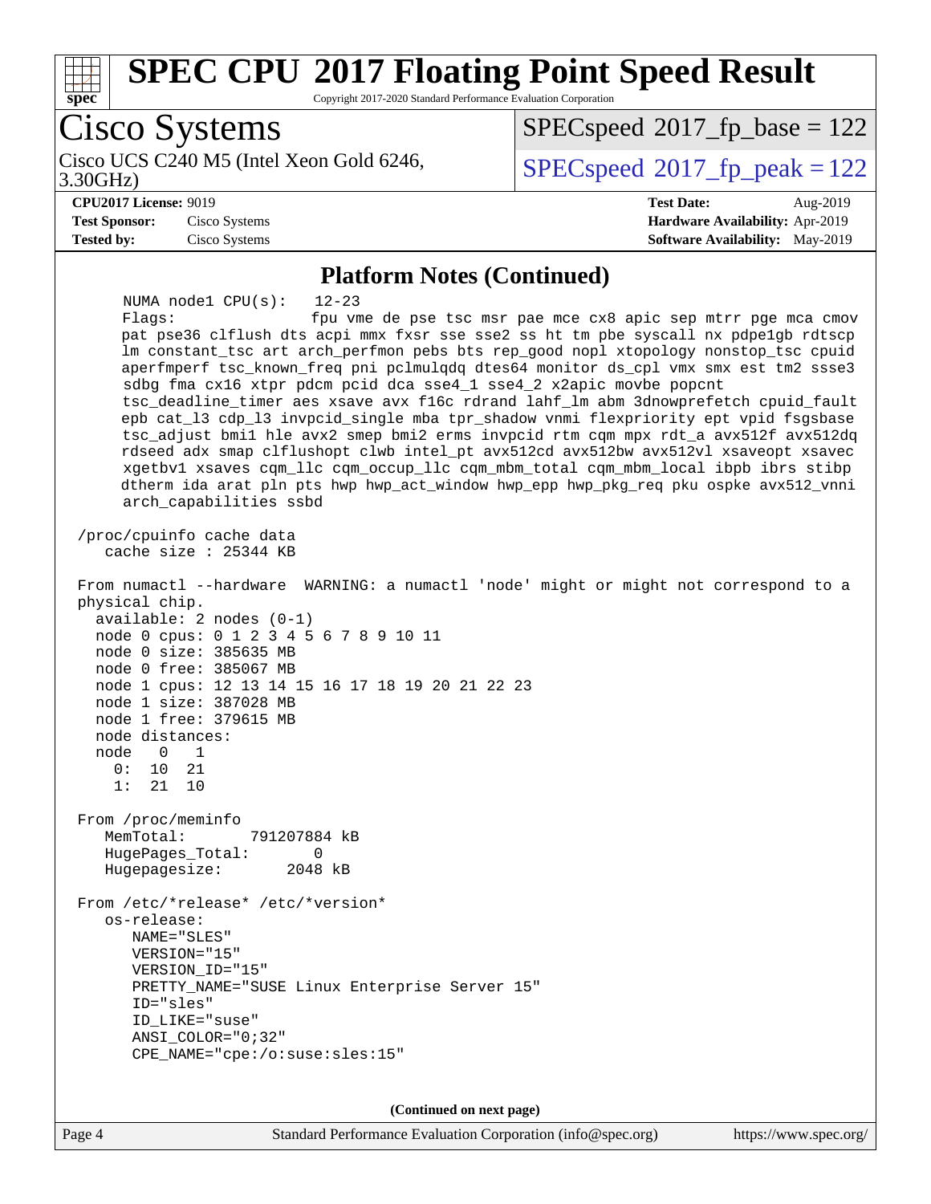# SPEC CPU 2017 Floating Point Speed Result

Copyright 2017-2020 Standard Performance Evaluation Corporation

## Cisco Systems

Cisco UCS C240 M5 (Intel Xeon Gold 6246, 3.30GHz)

SPECspeed 2017_fp_base = 122

SPECspeed 2017_fp_peak = 122

**CPU2017 License:** 9019
**Test Sponsor:** Cisco Systems
**Tested by:** Cisco Systems

**Test Date:** Aug-2019
**Hardware Availability:** Apr-2019
**Software Availability:** May-2019

### Platform Notes (Continued)

```
    NUMA node1 CPU(s):   12-23
    Flags:               fpu vme de pse tsc msr pae mce cx8 apic sep mtrr pge mca cmov
    pat pse36 clflush dts acpi mmx fxsr sse sse2 ss ht tm pbe syscall nx pdpe1gb rdtscp
    lm constant_tsc art arch_perfmon pebs bts rep_good nopl xtopology nonstop_tsc cpuid
    aperfmperf tsc_known_freq pni pclmulqdq dtes64 monitor ds_cpl vmx smx est tm2 ssse3
    sdbg fma cx16 xtpr pdcm pcid dca sse4_1 sse4_2 x2apic movbe popcnt
    tsc_deadline_timer aes xsave avx f16c rdrand lahf_lm abm 3dnowprefetch cpuid_fault
    epb cat_l3 cdp_l3 invpcid_single mba tpr_shadow vnmi flexpriority ept vpid fsgsbase
    tsc_adjust bmi1 hle avx2 smep bmi2 erms invpcid rtm cqm mpx rdt_a avx512f avx512dq
    rdseed adx smap clflushopt clwb intel_pt avx512cd avx512bw avx512vl xsaveopt xsavec
    xgetbv1 xsaves cqm_llc cqm_occup_llc cqm_mbm_total cqm_mbm_local ibpb ibrs stibp
    dtherm ida arat pln pts hwp hwp_act_window hwp_epp hwp_pkg_req pku ospke avx512_vnni
    arch_capabilities ssbd

 /proc/cpuinfo cache data
    cache size : 25344 KB

 From numactl --hardware  WARNING: a numactl 'node' might or might not correspond to a
 physical chip.
   available: 2 nodes (0-1)
   node 0 cpus: 0 1 2 3 4 5 6 7 8 9 10 11
   node 0 size: 385635 MB
   node 0 free: 385067 MB
   node 1 cpus: 12 13 14 15 16 17 18 19 20 21 22 23
   node 1 size: 387028 MB
   node 1 free: 379615 MB
   node distances:
   node   0   1
     0:  10  21
     1:  21  10

 From /proc/meminfo
    MemTotal:       791207884 kB
    HugePages_Total:       0
    Hugepagesize:       2048 kB

 From /etc/*release* /etc/*version*
    os-release:
       NAME="SLES"
       VERSION="15"
       VERSION_ID="15"
       PRETTY_NAME="SUSE Linux Enterprise Server 15"
       ID="sles"
       ID_LIKE="suse"
       ANSI_COLOR="0;32"
       CPE_NAME="cpe:/o:suse:sles:15"
```

(Continued on next page)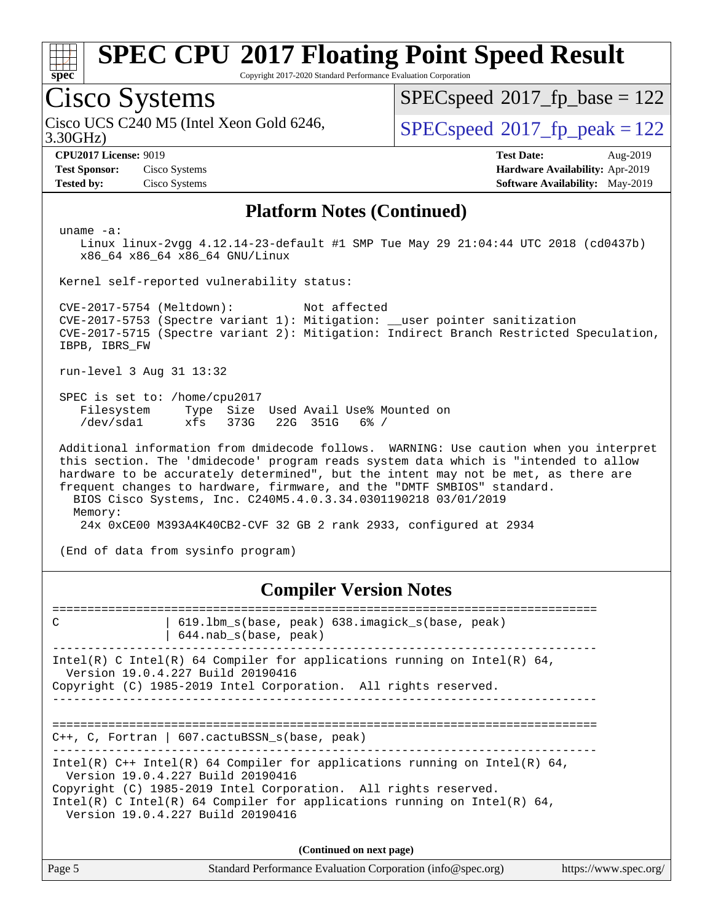# SPEC CPU 2017 Floating Point Speed Result

Copyright 2017-2020 Standard Performance Evaluation Corporation

## Cisco Systems

Cisco UCS C240 M5 (Intel Xeon Gold 6246, 3.30GHz)

SPECspeed 2017_fp_base = 122

SPECspeed 2017_fp_peak = 122

**CPU2017 License:** 9019
**Test Sponsor:** Cisco Systems
**Tested by:** Cisco Systems

**Test Date:** Aug-2019
**Hardware Availability:** Apr-2019
**Software Availability:** May-2019

### Platform Notes (Continued)

```
 uname -a:
    Linux linux-2vgg 4.12.14-23-default #1 SMP Tue May 29 21:04:44 UTC 2018 (cd0437b)
    x86_64 x86_64 x86_64 GNU/Linux

 Kernel self-reported vulnerability status:

 CVE-2017-5754 (Meltdown):          Not affected
 CVE-2017-5753 (Spectre variant 1): Mitigation: __user pointer sanitization
 CVE-2017-5715 (Spectre variant 2): Mitigation: Indirect Branch Restricted Speculation,
 IBPB, IBRS_FW

 run-level 3 Aug 31 13:32

 SPEC is set to: /home/cpu2017
    Filesystem     Type  Size  Used Avail Use% Mounted on
    /dev/sda1      xfs   373G   22G  351G   6% /

 Additional information from dmidecode follows.  WARNING: Use caution when you interpret
 this section. The 'dmidecode' program reads system data which is "intended to allow
 hardware to be accurately determined", but the intent may not be met, as there are
 frequent changes to hardware, firmware, and the "DMTF SMBIOS" standard.
   BIOS Cisco Systems, Inc. C240M5.4.0.3.34.0301190218 03/01/2019
   Memory:
     24x 0xCE00 M393A4K40CB2-CVF 32 GB 2 rank 2933, configured at 2934

 (End of data from sysinfo program)
```

### Compiler Version Notes

```
==============================================================================
C               | 619.lbm_s(base, peak) 638.imagick_s(base, peak)
                | 644.nab_s(base, peak)
------------------------------------------------------------------------------
Intel(R) C Intel(R) 64 Compiler for applications running on Intel(R) 64,
  Version 19.0.4.227 Build 20190416
Copyright (C) 1985-2019 Intel Corporation.  All rights reserved.
------------------------------------------------------------------------------

==============================================================================
C++, C, Fortran | 607.cactuBSSN_s(base, peak)
------------------------------------------------------------------------------
Intel(R) C++ Intel(R) 64 Compiler for applications running on Intel(R) 64,
  Version 19.0.4.227 Build 20190416
Copyright (C) 1985-2019 Intel Corporation.  All rights reserved.
Intel(R) C Intel(R) 64 Compiler for applications running on Intel(R) 64,
  Version 19.0.4.227 Build 20190416
```

**(Continued on next page)**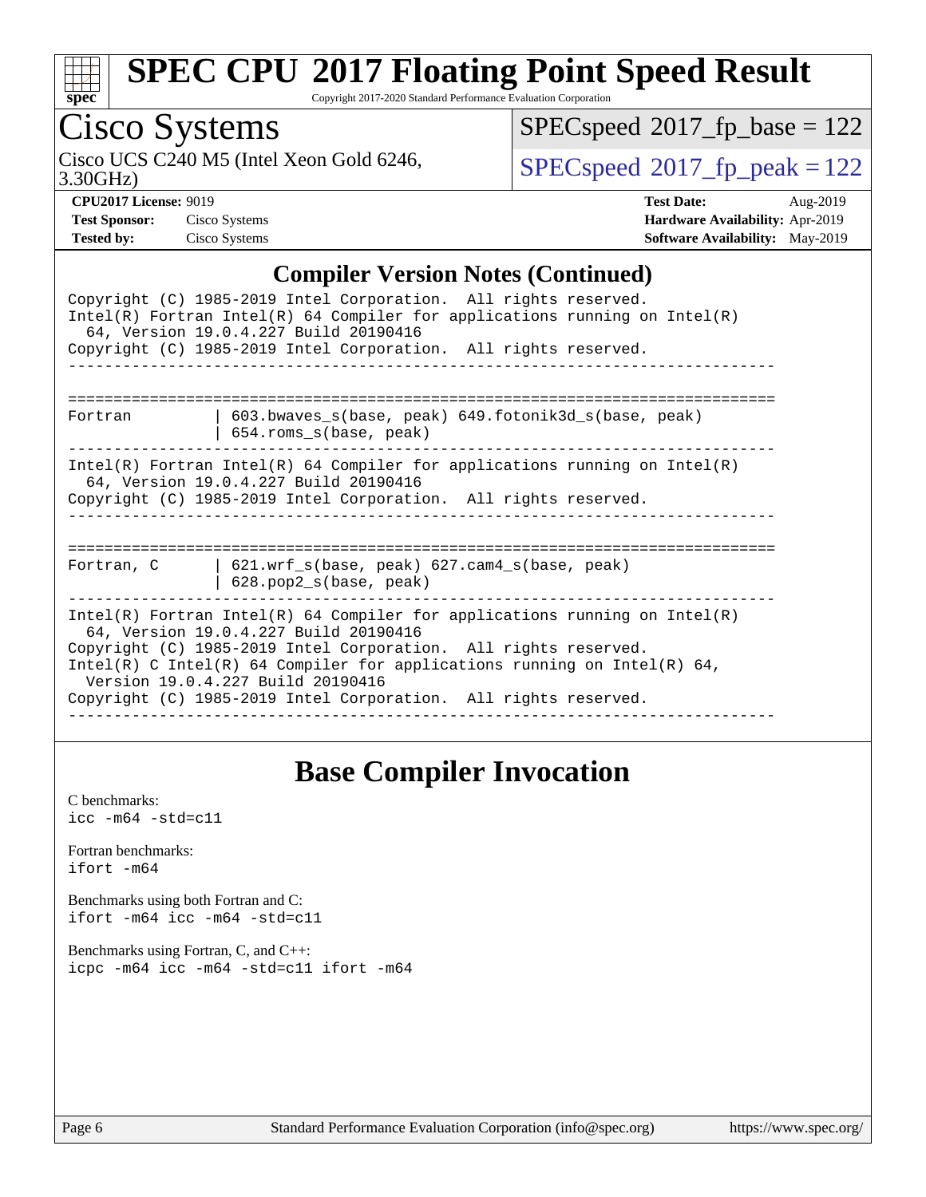## Compiler Version Notes (Continued)

```
Copyright (C) 1985-2019 Intel Corporation.  All rights reserved.
Intel(R) Fortran Intel(R) 64 Compiler for applications running on Intel(R)
  64, Version 19.0.4.227 Build 20190416
Copyright (C) 1985-2019 Intel Corporation.  All rights reserved.
------------------------------------------------------------------------------

==============================================================================
Fortran         | 603.bwaves_s(base, peak) 649.fotonik3d_s(base, peak)
                | 654.roms_s(base, peak)
------------------------------------------------------------------------------
Intel(R) Fortran Intel(R) 64 Compiler for applications running on Intel(R)
  64, Version 19.0.4.227 Build 20190416
Copyright (C) 1985-2019 Intel Corporation.  All rights reserved.
------------------------------------------------------------------------------

==============================================================================
Fortran, C      | 621.wrf_s(base, peak) 627.cam4_s(base, peak)
                | 628.pop2_s(base, peak)
------------------------------------------------------------------------------
Intel(R) Fortran Intel(R) 64 Compiler for applications running on Intel(R)
  64, Version 19.0.4.227 Build 20190416
Copyright (C) 1985-2019 Intel Corporation.  All rights reserved.
Intel(R) C Intel(R) 64 Compiler for applications running on Intel(R) 64,
  Version 19.0.4.227 Build 20190416
Copyright (C) 1985-2019 Intel Corporation.  All rights reserved.
------------------------------------------------------------------------------
```

## Base Compiler Invocation

C benchmarks:
icc -m64 -std=c11

Fortran benchmarks:
ifort -m64

Benchmarks using both Fortran and C:
ifort -m64 icc -m64 -std=c11

Benchmarks using Fortran, C, and C++:
icpc -m64 icc -m64 -std=c11 ifort -m64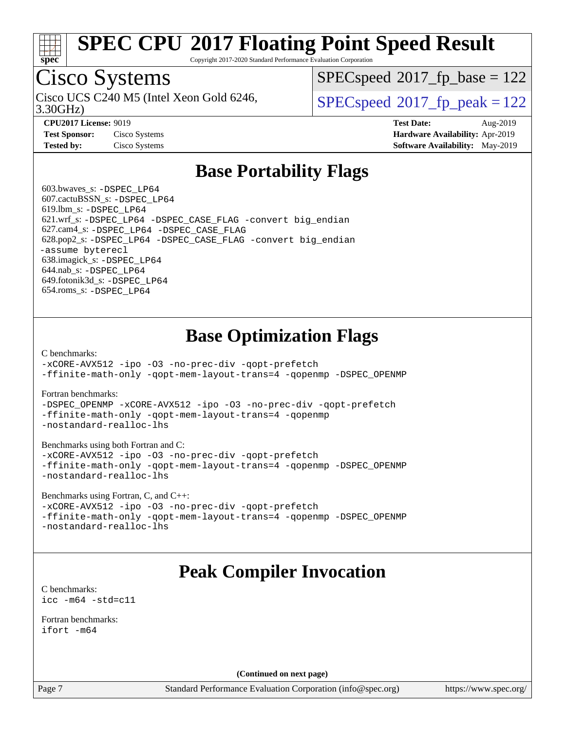# SPEC CPU 2017 Floating Point Speed Result

Copyright 2017-2020 Standard Performance Evaluation Corporation

## Cisco Systems

Cisco UCS C240 M5 (Intel Xeon Gold 6246, 3.30GHz)

SPECspeed 2017_fp_base = 122

SPECspeed 2017_fp_peak = 122

**CPU2017 License:** 9019
**Test Sponsor:** Cisco Systems
**Tested by:** Cisco Systems

**Test Date:** Aug-2019
**Hardware Availability:** Apr-2019
**Software Availability:** May-2019

## Base Portability Flags

603.bwaves_s: -DSPEC_LP64
607.cactuBSSN_s: -DSPEC_LP64
619.lbm_s: -DSPEC_LP64
621.wrf_s: -DSPEC_LP64 -DSPEC_CASE_FLAG -convert big_endian
627.cam4_s: -DSPEC_LP64 -DSPEC_CASE_FLAG
628.pop2_s: -DSPEC_LP64 -DSPEC_CASE_FLAG -convert big_endian -assume byterecl
638.imagick_s: -DSPEC_LP64
644.nab_s: -DSPEC_LP64
649.fotonik3d_s: -DSPEC_LP64
654.roms_s: -DSPEC_LP64

## Base Optimization Flags

C benchmarks:
-xCORE-AVX512 -ipo -O3 -no-prec-div -qopt-prefetch -ffinite-math-only -qopt-mem-layout-trans=4 -qopenmp -DSPEC_OPENMP

Fortran benchmarks:
-DSPEC_OPENMP -xCORE-AVX512 -ipo -O3 -no-prec-div -qopt-prefetch -ffinite-math-only -qopt-mem-layout-trans=4 -qopenmp -nostandard-realloc-lhs

Benchmarks using both Fortran and C:
-xCORE-AVX512 -ipo -O3 -no-prec-div -qopt-prefetch -ffinite-math-only -qopt-mem-layout-trans=4 -qopenmp -DSPEC_OPENMP -nostandard-realloc-lhs

Benchmarks using Fortran, C, and C++:
-xCORE-AVX512 -ipo -O3 -no-prec-div -qopt-prefetch -ffinite-math-only -qopt-mem-layout-trans=4 -qopenmp -DSPEC_OPENMP -nostandard-realloc-lhs

## Peak Compiler Invocation

C benchmarks:
icc -m64 -std=c11

Fortran benchmarks:
ifort -m64

**(Continued on next page)**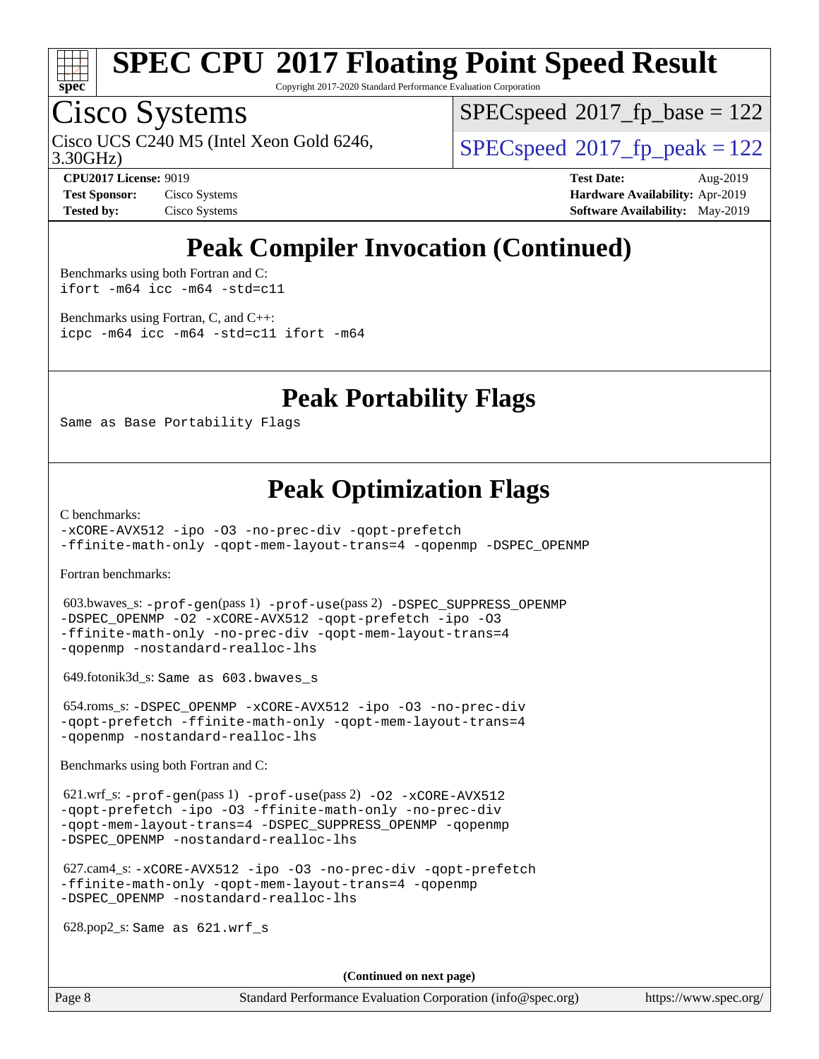# Peak Compiler Invocation (Continued)

Benchmarks using both Fortran and C:

```
ifort -m64 icc -m64 -std=c11
```

Benchmarks using Fortran, C, and C++:

```
icpc -m64 icc -m64 -std=c11 ifort -m64
```

# Peak Portability Flags

Same as Base Portability Flags

# Peak Optimization Flags

C benchmarks:

```
-xCORE-AVX512 -ipo -O3 -no-prec-div -qopt-prefetch
-ffinite-math-only -qopt-mem-layout-trans=4 -qopenmp -DSPEC_OPENMP
```

Fortran benchmarks:

603.bwaves_s: -prof-gen(pass 1) -prof-use(pass 2) -DSPEC_SUPPRESS_OPENMP -DSPEC_OPENMP -O2 -xCORE-AVX512 -qopt-prefetch -ipo -O3 -ffinite-math-only -no-prec-div -qopt-mem-layout-trans=4 -qopenmp -nostandard-realloc-lhs

649.fotonik3d_s: Same as 603.bwaves_s

654.roms_s: -DSPEC_OPENMP -xCORE-AVX512 -ipo -O3 -no-prec-div -qopt-prefetch -ffinite-math-only -qopt-mem-layout-trans=4 -qopenmp -nostandard-realloc-lhs

Benchmarks using both Fortran and C:

621.wrf_s: -prof-gen(pass 1) -prof-use(pass 2) -O2 -xCORE-AVX512 -qopt-prefetch -ipo -O3 -ffinite-math-only -no-prec-div -qopt-mem-layout-trans=4 -DSPEC_SUPPRESS_OPENMP -qopenmp -DSPEC_OPENMP -nostandard-realloc-lhs

627.cam4_s: -xCORE-AVX512 -ipo -O3 -no-prec-div -qopt-prefetch -ffinite-math-only -qopt-mem-layout-trans=4 -qopenmp -DSPEC_OPENMP -nostandard-realloc-lhs

628.pop2_s: Same as 621.wrf_s

**(Continued on next page)**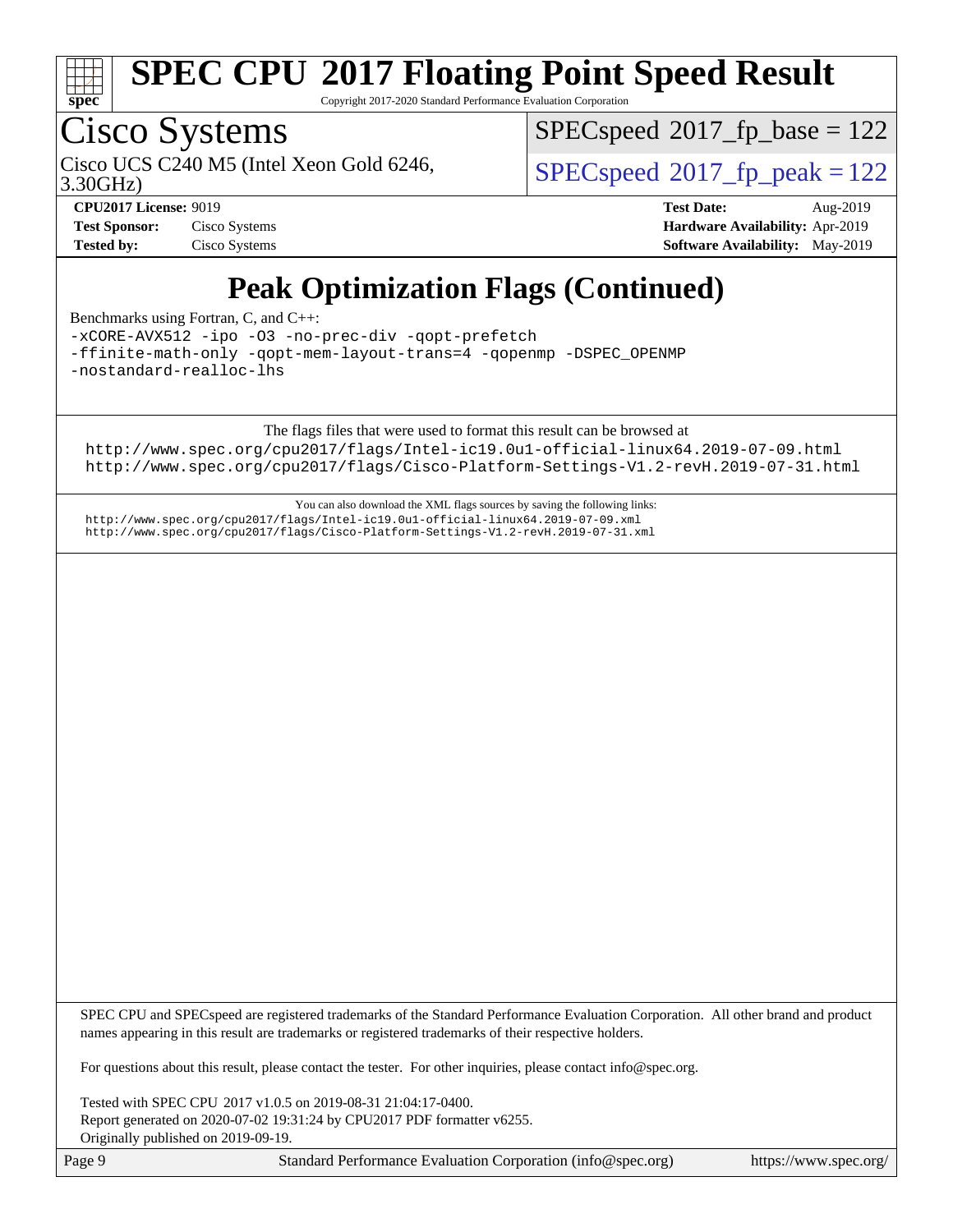# Peak Optimization Flags (Continued)

Benchmarks using Fortran, C, and C++:

```
-xCORE-AVX512 -ipo -O3 -no-prec-div -qopt-prefetch
-ffinite-math-only -qopt-mem-layout-trans=4 -qopenmp -DSPEC_OPENMP
-nostandard-realloc-lhs
```

The flags files that were used to format this result can be browsed at

http://www.spec.org/cpu2017/flags/Intel-ic19.0u1-official-linux64.2019-07-09.html
http://www.spec.org/cpu2017/flags/Cisco-Platform-Settings-V1.2-revH.2019-07-31.html

You can also download the XML flags sources by saving the following links:

http://www.spec.org/cpu2017/flags/Intel-ic19.0u1-official-linux64.2019-07-09.xml
http://www.spec.org/cpu2017/flags/Cisco-Platform-Settings-V1.2-revH.2019-07-31.xml

SPEC CPU and SPECspeed are registered trademarks of the Standard Performance Evaluation Corporation. All other brand and product names appearing in this result are trademarks or registered trademarks of their respective holders.

For questions about this result, please contact the tester. For other inquiries, please contact info@spec.org.

Tested with SPEC CPU 2017 v1.0.5 on 2019-08-31 21:04:17-0400.
Report generated on 2020-07-02 19:31:24 by CPU2017 PDF formatter v6255.
Originally published on 2019-09-19.